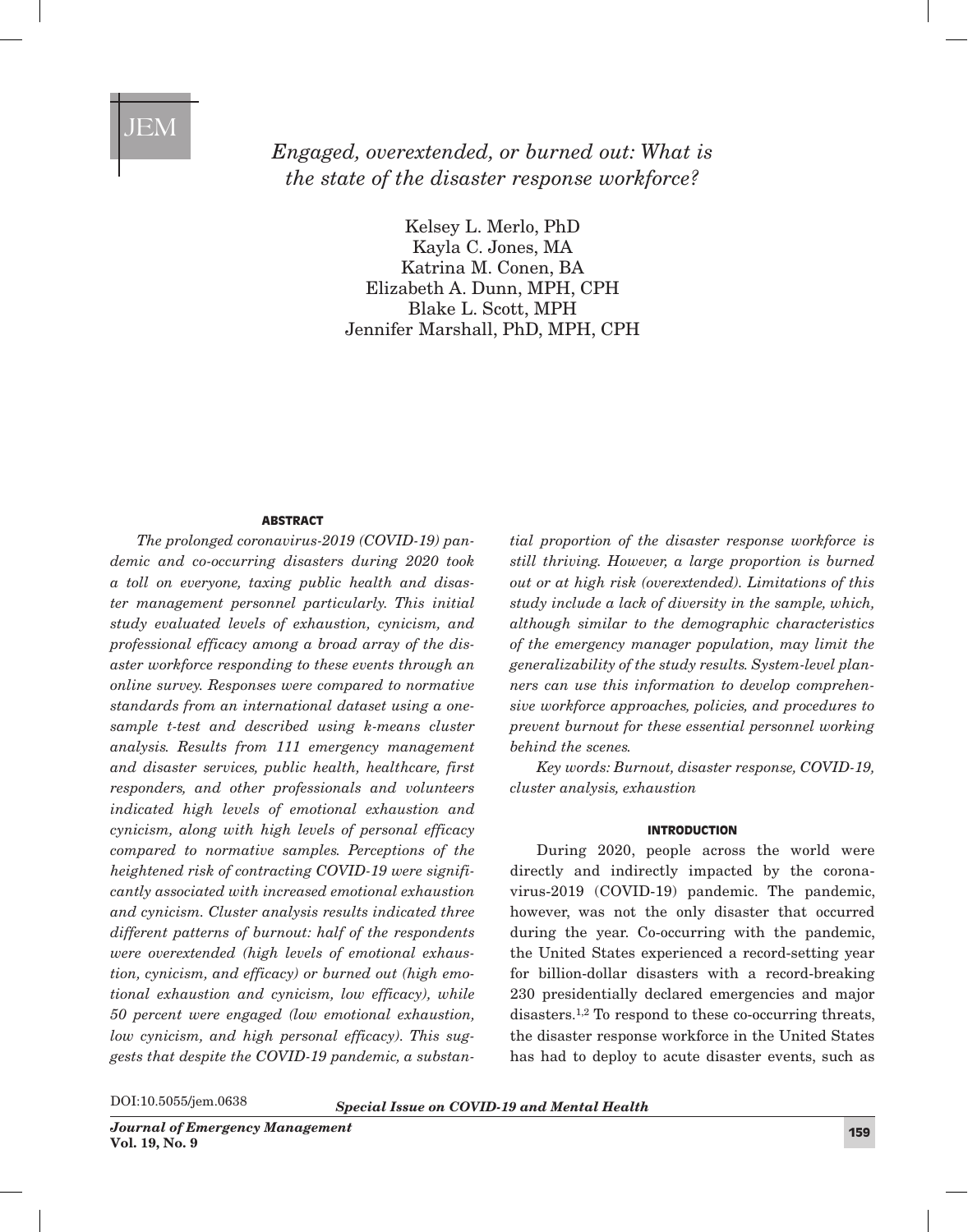# Engaged, overextended, or burned out: What is the state of the disaster response workforce?

Kelsey L. Merlo, PhD
Kayla C. Jones, MA
Katrina M. Conen, BA
Elizabeth A. Dunn, MPH, CPH
Blake L. Scott, MPH
Jennifer Marshall, PhD, MPH, CPH

## ABSTRACT

*The prolonged coronavirus-2019 (COVID-19) pandemic and co-occurring disasters during 2020 took a toll on everyone, taxing public health and disaster management personnel particularly. This initial study evaluated levels of exhaustion, cynicism, and professional efficacy among a broad array of the disaster workforce responding to these events through an online survey. Responses were compared to normative standards from an international dataset using a one-sample t-test and described using k-means cluster analysis. Results from 111 emergency management and disaster services, public health, healthcare, first responders, and other professionals and volunteers indicated high levels of emotional exhaustion and cynicism, along with high levels of personal efficacy compared to normative samples. Perceptions of the heightened risk of contracting COVID-19 were significantly associated with increased emotional exhaustion and cynicism. Cluster analysis results indicated three different patterns of burnout: half of the respondents were overextended (high levels of emotional exhaustion, cynicism, and efficacy) or burned out (high emotional exhaustion and cynicism, low efficacy), while 50 percent were engaged (low emotional exhaustion, low cynicism, and high personal efficacy). This suggests that despite the COVID-19 pandemic, a substantial proportion of the disaster response workforce is still thriving. However, a large proportion is burned out or at high risk (overextended). Limitations of this study include a lack of diversity in the sample, which, although similar to the demographic characteristics of the emergency manager population, may limit the generalizability of the study results. System-level planners can use this information to develop comprehensive workforce approaches, policies, and procedures to prevent burnout for these essential personnel working behind the scenes.*

*Key words: Burnout, disaster response, COVID-19, cluster analysis, exhaustion*

## INTRODUCTION

During 2020, people across the world were directly and indirectly impacted by the coronavirus-2019 (COVID-19) pandemic. The pandemic, however, was not the only disaster that occurred during the year. Co-occurring with the pandemic, the United States experienced a record-setting year for billion-dollar disasters with a record-breaking 230 presidentially declared emergencies and major disasters.[1,2] To respond to these co-occurring threats, the disaster response workforce in the United States has had to deploy to acute disaster events, such as

DOI:10.5055/jem.0638

*Special Issue on COVID-19 and Mental Health*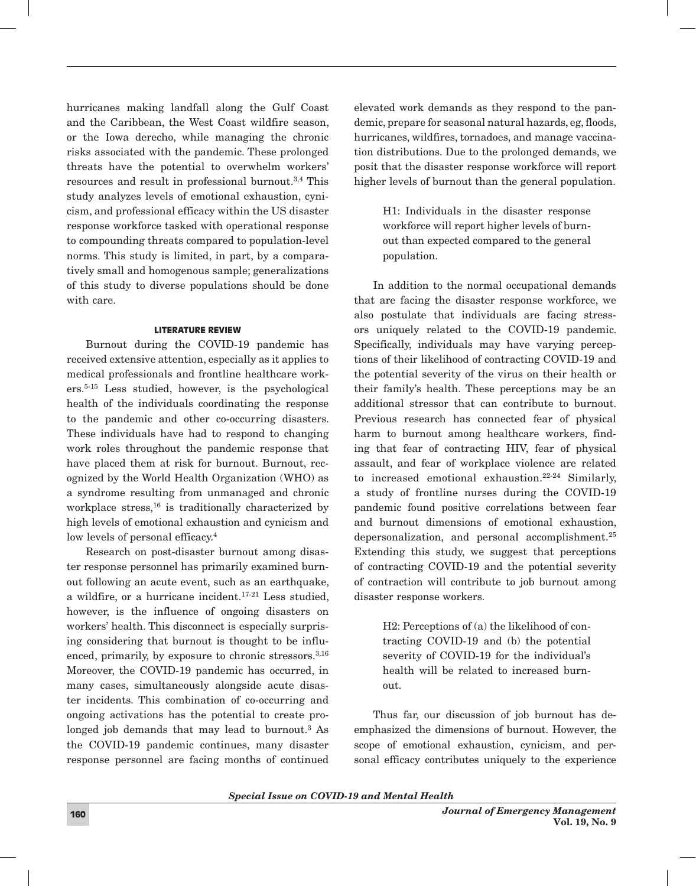hurricanes making landfall along the Gulf Coast and the Caribbean, the West Coast wildfire season, or the Iowa derecho, while managing the chronic risks associated with the pandemic. These prolonged threats have the potential to overwhelm workers' resources and result in professional burnout.[3,4] This study analyzes levels of emotional exhaustion, cynicism, and professional efficacy within the US disaster response workforce tasked with operational response to compounding threats compared to population-level norms. This study is limited, in part, by a comparatively small and homogenous sample; generalizations of this study to diverse populations should be done with care.

## LITERATURE REVIEW

Burnout during the COVID-19 pandemic has received extensive attention, especially as it applies to medical professionals and frontline healthcare workers.[5-15] Less studied, however, is the psychological health of the individuals coordinating the response to the pandemic and other co-occurring disasters. These individuals have had to respond to changing work roles throughout the pandemic response that have placed them at risk for burnout. Burnout, recognized by the World Health Organization (WHO) as a syndrome resulting from unmanaged and chronic workplace stress,[16] is traditionally characterized by high levels of emotional exhaustion and cynicism and low levels of personal efficacy.[4]

Research on post-disaster burnout among disaster response personnel has primarily examined burnout following an acute event, such as an earthquake, a wildfire, or a hurricane incident.[17-21] Less studied, however, is the influence of ongoing disasters on workers' health. This disconnect is especially surprising considering that burnout is thought to be influenced, primarily, by exposure to chronic stressors.[3,16] Moreover, the COVID-19 pandemic has occurred, in many cases, simultaneously alongside acute disaster incidents. This combination of co-occurring and ongoing activations has the potential to create prolonged job demands that may lead to burnout.[3] As the COVID-19 pandemic continues, many disaster response personnel are facing months of continued elevated work demands as they respond to the pandemic, prepare for seasonal natural hazards, eg, floods, hurricanes, wildfires, tornadoes, and manage vaccination distributions. Due to the prolonged demands, we posit that the disaster response workforce will report higher levels of burnout than the general population.

> H1: Individuals in the disaster response workforce will report higher levels of burnout than expected compared to the general population.

In addition to the normal occupational demands that are facing the disaster response workforce, we also postulate that individuals are facing stressors uniquely related to the COVID-19 pandemic. Specifically, individuals may have varying perceptions of their likelihood of contracting COVID-19 and the potential severity of the virus on their health or their family's health. These perceptions may be an additional stressor that can contribute to burnout. Previous research has connected fear of physical harm to burnout among healthcare workers, finding that fear of contracting HIV, fear of physical assault, and fear of workplace violence are related to increased emotional exhaustion.[22-24] Similarly, a study of frontline nurses during the COVID-19 pandemic found positive correlations between fear and burnout dimensions of emotional exhaustion, depersonalization, and personal accomplishment.[25] Extending this study, we suggest that perceptions of contracting COVID-19 and the potential severity of contraction will contribute to job burnout among disaster response workers.

> H2: Perceptions of (a) the likelihood of contracting COVID-19 and (b) the potential severity of COVID-19 for the individual's health will be related to increased burnout.

Thus far, our discussion of job burnout has de-emphasized the dimensions of burnout. However, the scope of emotional exhaustion, cynicism, and personal efficacy contributes uniquely to the experience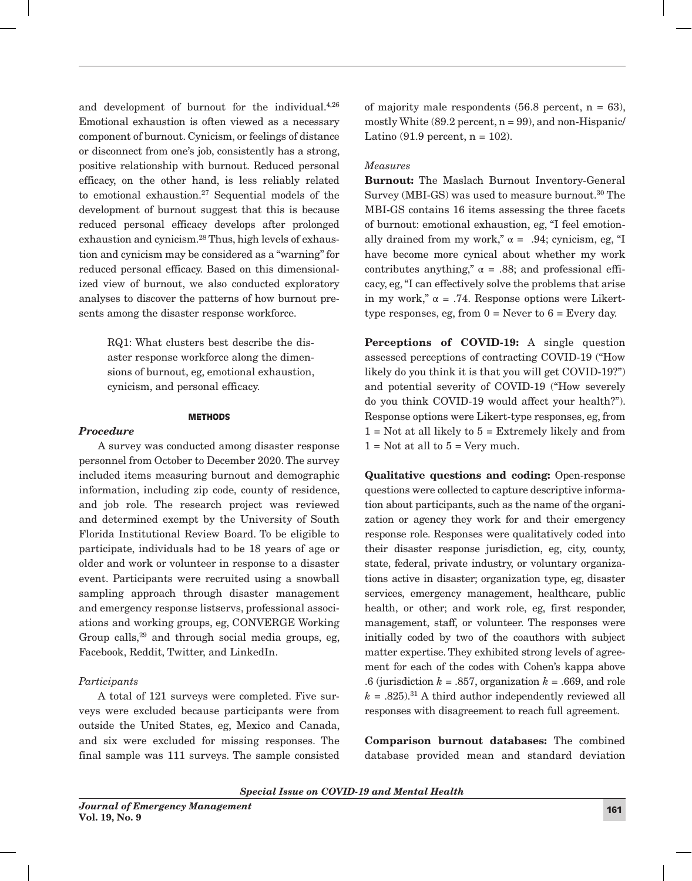and development of burnout for the individual.[4,26] Emotional exhaustion is often viewed as a necessary component of burnout. Cynicism, or feelings of distance or disconnect from one's job, consistently has a strong, positive relationship with burnout. Reduced personal efficacy, on the other hand, is less reliably related to emotional exhaustion.[27] Sequential models of the development of burnout suggest that this is because reduced personal efficacy develops after prolonged exhaustion and cynicism.[28] Thus, high levels of exhaustion and cynicism may be considered as a "warning" for reduced personal efficacy. Based on this dimensionalized view of burnout, we also conducted exploratory analyses to discover the patterns of how burnout presents among the disaster response workforce.

> RQ1: What clusters best describe the disaster response workforce along the dimensions of burnout, eg, emotional exhaustion, cynicism, and personal efficacy.

## METHODS

### *Procedure*

A survey was conducted among disaster response personnel from October to December 2020. The survey included items measuring burnout and demographic information, including zip code, county of residence, and job role. The research project was reviewed and determined exempt by the University of South Florida Institutional Review Board. To be eligible to participate, individuals had to be 18 years of age or older and work or volunteer in response to a disaster event. Participants were recruited using a snowball sampling approach through disaster management and emergency response listservs, professional associations and working groups, eg, CONVERGE Working Group calls,[29] and through social media groups, eg, Facebook, Reddit, Twitter, and LinkedIn.

### *Participants*

A total of 121 surveys were completed. Five surveys were excluded because participants were from outside the United States, eg, Mexico and Canada, and six were excluded for missing responses. The final sample was 111 surveys. The sample consisted of majority male respondents (56.8 percent, n = 63), mostly White (89.2 percent, n = 99), and non-Hispanic/Latino (91.9 percent, n = 102).

### *Measures*

**Burnout:** The Maslach Burnout Inventory-General Survey (MBI-GS) was used to measure burnout.[30] The MBI-GS contains 16 items assessing the three facets of burnout: emotional exhaustion, eg, "I feel emotionally drained from my work," $\alpha = .94$; cynicism, eg, "I have become more cynical about whether my work contributes anything," $\alpha = .88$; and professional efficacy, eg, "I can effectively solve the problems that arise in my work," $\alpha = .74$. Response options were Likert-type responses, eg, from 0 = Never to 6 = Every day.

**Perceptions of COVID-19:** A single question assessed perceptions of contracting COVID-19 ("How likely do you think it is that you will get COVID-19?") and potential severity of COVID-19 ("How severely do you think COVID-19 would affect your health?"). Response options were Likert-type responses, eg, from 1 = Not at all likely to 5 = Extremely likely and from 1 = Not at all to 5 = Very much.

**Qualitative questions and coding:** Open-response questions were collected to capture descriptive information about participants, such as the name of the organization or agency they work for and their emergency response role. Responses were qualitatively coded into their disaster response jurisdiction, eg, city, county, state, federal, private industry, or voluntary organizations active in disaster; organization type, eg, disaster services, emergency management, healthcare, public health, or other; and work role, eg, first responder, management, staff, or volunteer. The responses were initially coded by two of the coauthors with subject matter expertise. They exhibited strong levels of agreement for each of the codes with Cohen's kappa above .6 (jurisdiction $k = .857$, organization $k = .669$, and role $k = .825$).[31] A third author independently reviewed all responses with disagreement to reach full agreement.

**Comparison burnout databases:** The combined database provided mean and standard deviation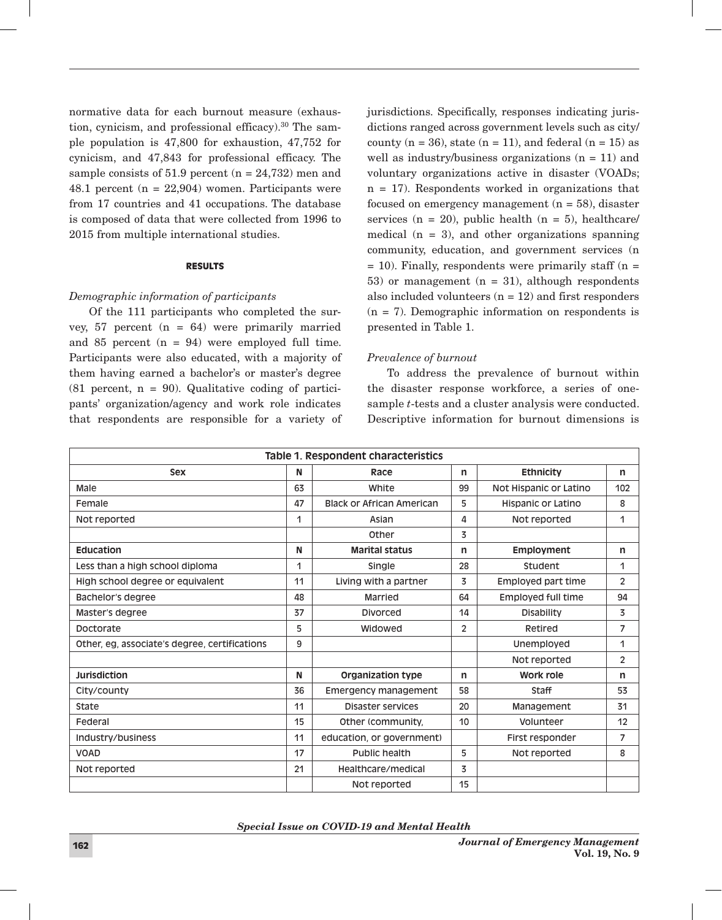normative data for each burnout measure (exhaustion, cynicism, and professional efficacy).[30] The sample population is 47,800 for exhaustion, 47,752 for cynicism, and 47,843 for professional efficacy. The sample consists of 51.9 percent (n = 24,732) men and 48.1 percent (n = 22,904) women. Participants were from 17 countries and 41 occupations. The database is composed of data that were collected from 1996 to 2015 from multiple international studies.

## RESULTS

*Demographic information of participants*

Of the 111 participants who completed the survey, 57 percent (n = 64) were primarily married and 85 percent (n = 94) were employed full time. Participants were also educated, with a majority of them having earned a bachelor's or master's degree (81 percent, n = 90). Qualitative coding of participants' organization/agency and work role indicates that respondents are responsible for a variety of jurisdictions. Specifically, responses indicating jurisdictions ranged across government levels such as city/county (n = 36), state (n = 11), and federal (n = 15) as well as industry/business organizations (n = 11) and voluntary organizations active in disaster (VOADs; n = 17). Respondents worked in organizations that focused on emergency management (n = 58), disaster services (n = 20), public health (n = 5), healthcare/medical (n = 3), and other organizations spanning community, education, and government services (n = 10). Finally, respondents were primarily staff (n = 53) or management (n = 31), although respondents also included volunteers (n = 12) and first responders (n = 7). Demographic information on respondents is presented in Table 1.

*Prevalence of burnout*

To address the prevalence of burnout within the disaster response workforce, a series of one-sample *t*-tests and a cluster analysis were conducted. Descriptive information for burnout dimensions is

**Table 1. Respondent characteristics**

| Sex | N | Race | n | Ethnicity | n |
|---|---|---|---|---|---|
| Male | 63 | White | 99 | Not Hispanic or Latino | 102 |
| Female | 47 | Black or African American | 5 | Hispanic or Latino | 8 |
| Not reported | 1 | Asian | 4 | Not reported | 1 |
| | | Other | 3 | | |
| **Education** | **N** | **Marital status** | **n** | **Employment** | **n** |
| Less than a high school diploma | 1 | Single | 28 | Student | 1 |
| High school degree or equivalent | 11 | Living with a partner | 3 | Employed part time | 2 |
| Bachelor's degree | 48 | Married | 64 | Employed full time | 94 |
| Master's degree | 37 | Divorced | 14 | Disability | 3 |
| Doctorate | 5 | Widowed | 2 | Retired | 7 |
| Other, eg, associate's degree, certifications | 9 | | | Unemployed | 1 |
| | | | | Not reported | 2 |
| **Jurisdiction** | **N** | **Organization type** | **n** | **Work role** | **n** |
| City/county | 36 | Emergency management | 58 | Staff | 53 |
| State | 11 | Disaster services | 20 | Management | 31 |
| Federal | 15 | Other (community, education, or government) | 10 | Volunteer | 12 |
| Industry/business | 11 | | | First responder | 7 |
| VOAD | 17 | Public health | 5 | Not reported | 8 |
| Not reported | 21 | Healthcare/medical | 3 | | |
| | | Not reported | 15 | | |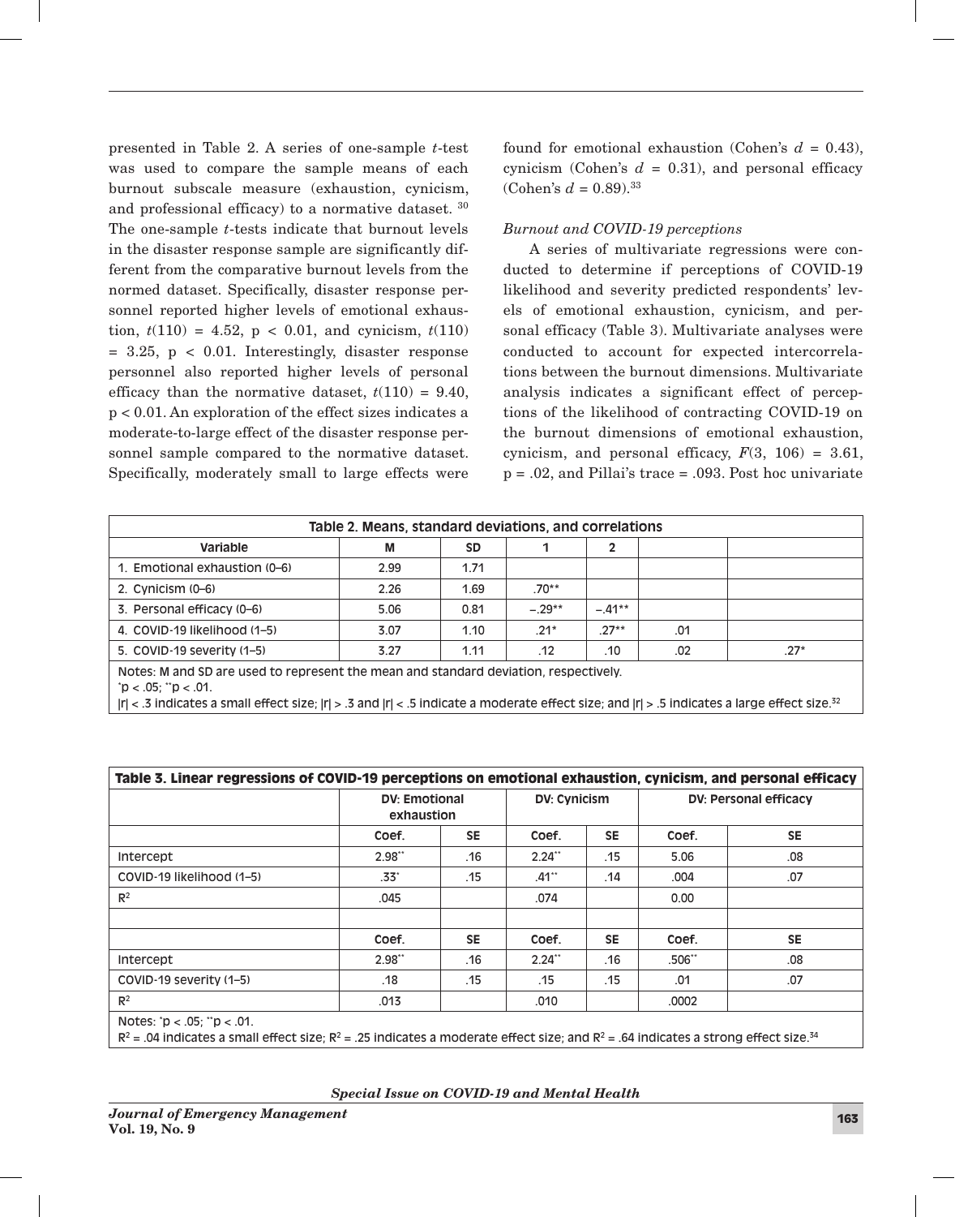presented in Table 2. A series of one-sample *t*-test was used to compare the sample means of each burnout subscale measure (exhaustion, cynicism, and professional efficacy) to a normative dataset.[30] The one-sample *t*-tests indicate that burnout levels in the disaster response sample are significantly different from the comparative burnout levels from the normed dataset. Specifically, disaster response personnel reported higher levels of emotional exhaustion, $t(110) = 4.52$, $p < 0.01$, and cynicism, $t(110) = 3.25$, $p < 0.01$. Interestingly, disaster response personnel also reported higher levels of personal efficacy than the normative dataset, $t(110) = 9.40$, $p < 0.01$. An exploration of the effect sizes indicates a moderate-to-large effect of the disaster response personnel sample compared to the normative dataset. Specifically, moderately small to large effects were found for emotional exhaustion (Cohen's $d = 0.43$), cynicism (Cohen's $d = 0.31$), and personal efficacy (Cohen's $d = 0.89$).[33]

*Burnout and COVID-19 perceptions*

A series of multivariate regressions were conducted to determine if perceptions of COVID-19 likelihood and severity predicted respondents' levels of emotional exhaustion, cynicism, and personal efficacy (Table 3). Multivariate analyses were conducted to account for expected intercorrelations between the burnout dimensions. Multivariate analysis indicates a significant effect of perceptions of the likelihood of contracting COVID-19 on the burnout dimensions of emotional exhaustion, cynicism, and personal efficacy, $F(3, 106) = 3.61$, $p = .02$, and Pillai's trace = .093. Post hoc univariate

**Table 2. Means, standard deviations, and correlations**

| Variable | M | SD | 1 | 2 | | |
|---|---|---|---|---|---|---|
| 1. Emotional exhaustion (0–6) | 2.99 | 1.71 | | | | |
| 2. Cynicism (0–6) | 2.26 | 1.69 | .70** | | | |
| 3. Personal efficacy (0–6) | 5.06 | 0.81 | −.29** | −.41** | | |
| 4. COVID-19 likelihood (1–5) | 3.07 | 1.10 | .21* | .27** | .01 | |
| 5. COVID-19 severity (1–5) | 3.27 | 1.11 | .12 | .10 | .02 | .27* |

Notes: M and SD are used to represent the mean and standard deviation, respectively.
*p < .05; **p < .01.
|r| < .3 indicates a small effect size; |r| > .3 and |r| < .5 indicate a moderate effect size; and |r| > .5 indicates a large effect size.[32]

**Table 3. Linear regressions of COVID-19 perceptions on emotional exhaustion, cynicism, and personal efficacy**

| | DV: Emotional exhaustion | | DV: Cynicism | | DV: Personal efficacy | |
|---|---|---|---|---|---|---|
| | Coef. | SE | Coef. | SE | Coef. | SE |
| Intercept | 2.98** | .16 | 2.24** | .15 | 5.06 | .08 |
| COVID-19 likelihood (1–5) | .33* | .15 | .41** | .14 | .004 | .07 |
| $R^2$ | .045 | | .074 | | 0.00 | |
| | | | | | | |
| | Coef. | SE | Coef. | SE | Coef. | SE |
| Intercept | 2.98** | .16 | 2.24** | .16 | .506** | .08 |
| COVID-19 severity (1–5) | .18 | .15 | .15 | .15 | .01 | .07 |
| $R^2$ | .013 | | .010 | | .0002 | |

Notes: *p < .05; **p < .01.
$R^2 = .04$ indicates a small effect size; $R^2 = .25$ indicates a moderate effect size; and $R^2 = .64$ indicates a strong effect size.[34]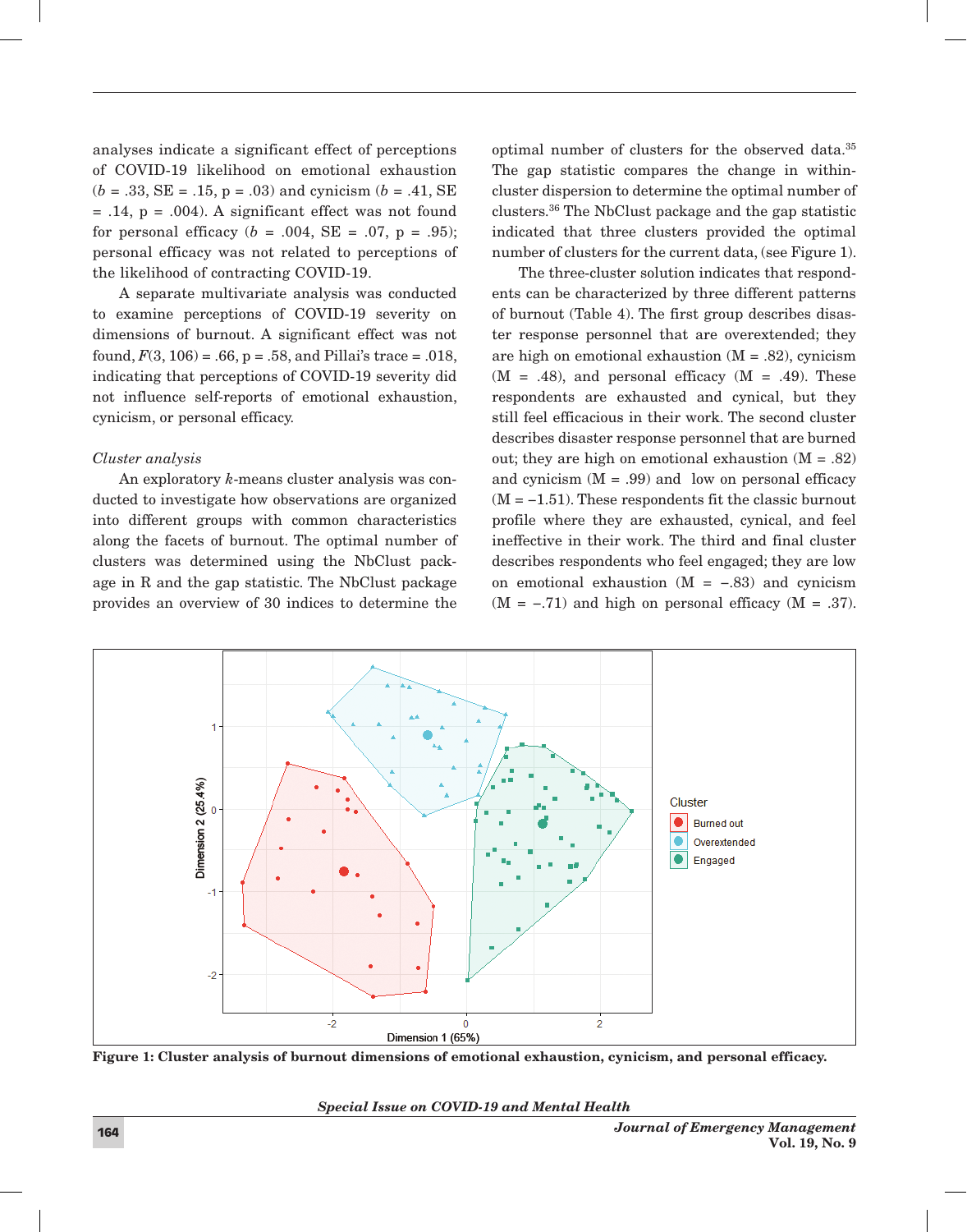analyses indicate a significant effect of perceptions of COVID-19 likelihood on emotional exhaustion ($b$ = .33, SE = .15, p = .03) and cynicism ($b$ = .41, SE = .14, p = .004). A significant effect was not found for personal efficacy ($b$ = .004, SE = .07, p = .95); personal efficacy was not related to perceptions of the likelihood of contracting COVID-19.

A separate multivariate analysis was conducted to examine perceptions of COVID-19 severity on dimensions of burnout. A significant effect was not found, $F(3, 106) = .66$, p = .58, and Pillai's trace = .018, indicating that perceptions of COVID-19 severity did not influence self-reports of emotional exhaustion, cynicism, or personal efficacy.

*Cluster analysis*

An exploratory $k$-means cluster analysis was conducted to investigate how observations are organized into different groups with common characteristics along the facets of burnout. The optimal number of clusters was determined using the NbClust package in R and the gap statistic. The NbClust package provides an overview of 30 indices to determine the optimal number of clusters for the observed data.[35] The gap statistic compares the change in within-cluster dispersion to determine the optimal number of clusters.[36] The NbClust package and the gap statistic indicated that three clusters provided the optimal number of clusters for the current data, (see Figure 1).

The three-cluster solution indicates that respondents can be characterized by three different patterns of burnout (Table 4). The first group describes disaster response personnel that are overextended; they are high on emotional exhaustion (M = .82), cynicism (M = .48), and personal efficacy (M = .49). These respondents are exhausted and cynical, but they still feel efficacious in their work. The second cluster describes disaster response personnel that are burned out; they are high on emotional exhaustion (M = .82) and cynicism (M = .99) and low on personal efficacy (M = –1.51). These respondents fit the classic burnout profile where they are exhausted, cynical, and feel ineffective in their work. The third and final cluster describes respondents who feel engaged; they are low on emotional exhaustion (M = –.83) and cynicism (M = –.71) and high on personal efficacy (M = .37).

Cluster
Burned out
Overextended
Engaged

Dimension 2 (25.4%)
1
0
-1
-2

-2
0
2
Dimension 1 (65%)

**Figure 1: Cluster analysis of burnout dimensions of emotional exhaustion, cynicism, and personal efficacy.**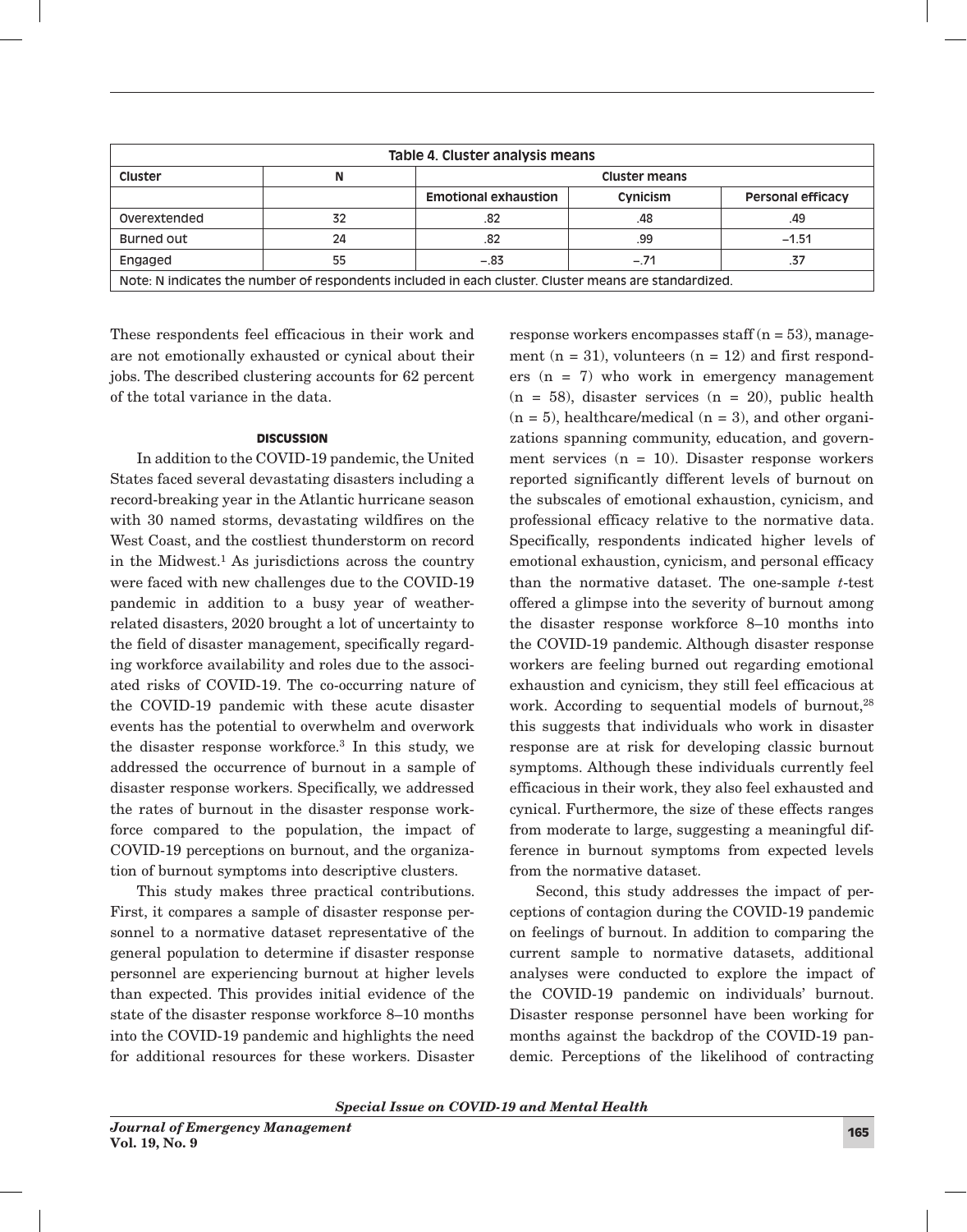**Table 4. Cluster analysis means**

| Cluster | N | Cluster means | | |
|---|---|---|---|---|
| | | Emotional exhaustion | Cynicism | Personal efficacy |
| Overextended | 32 | .82 | .48 | .49 |
| Burned out | 24 | .82 | .99 | −1.51 |
| Engaged | 55 | −.83 | −.71 | .37 |

Note: N indicates the number of respondents included in each cluster. Cluster means are standardized.

These respondents feel efficacious in their work and are not emotionally exhausted or cynical about their jobs. The described clustering accounts for 62 percent of the total variance in the data.

## DISCUSSION

In addition to the COVID-19 pandemic, the United States faced several devastating disasters including a record-breaking year in the Atlantic hurricane season with 30 named storms, devastating wildfires on the West Coast, and the costliest thunderstorm on record in the Midwest.[1] As jurisdictions across the country were faced with new challenges due to the COVID-19 pandemic in addition to a busy year of weather-related disasters, 2020 brought a lot of uncertainty to the field of disaster management, specifically regarding workforce availability and roles due to the associated risks of COVID-19. The co-occurring nature of the COVID-19 pandemic with these acute disaster events has the potential to overwhelm and overwork the disaster response workforce.[3] In this study, we addressed the occurrence of burnout in a sample of disaster response workers. Specifically, we addressed the rates of burnout in the disaster response workforce compared to the population, the impact of COVID-19 perceptions on burnout, and the organization of burnout symptoms into descriptive clusters.

This study makes three practical contributions. First, it compares a sample of disaster response personnel to a normative dataset representative of the general population to determine if disaster response personnel are experiencing burnout at higher levels than expected. This provides initial evidence of the state of the disaster response workforce 8–10 months into the COVID-19 pandemic and highlights the need for additional resources for these workers. Disaster response workers encompasses staff (n = 53), management (n = 31), volunteers (n = 12) and first responders (n = 7) who work in emergency management (n = 58), disaster services (n = 20), public health (n = 5), healthcare/medical (n = 3), and other organizations spanning community, education, and government services (n = 10). Disaster response workers reported significantly different levels of burnout on the subscales of emotional exhaustion, cynicism, and professional efficacy relative to the normative data. Specifically, respondents indicated higher levels of emotional exhaustion, cynicism, and personal efficacy than the normative dataset. The one-sample *t*-test offered a glimpse into the severity of burnout among the disaster response workforce 8–10 months into the COVID-19 pandemic. Although disaster response workers are feeling burned out regarding emotional exhaustion and cynicism, they still feel efficacious at work. According to sequential models of burnout,[28] this suggests that individuals who work in disaster response are at risk for developing classic burnout symptoms. Although these individuals currently feel efficacious in their work, they also feel exhausted and cynical. Furthermore, the size of these effects ranges from moderate to large, suggesting a meaningful difference in burnout symptoms from expected levels from the normative dataset.

Second, this study addresses the impact of perceptions of contagion during the COVID-19 pandemic on feelings of burnout. In addition to comparing the current sample to normative datasets, additional analyses were conducted to explore the impact of the COVID-19 pandemic on individuals' burnout. Disaster response personnel have been working for months against the backdrop of the COVID-19 pandemic. Perceptions of the likelihood of contracting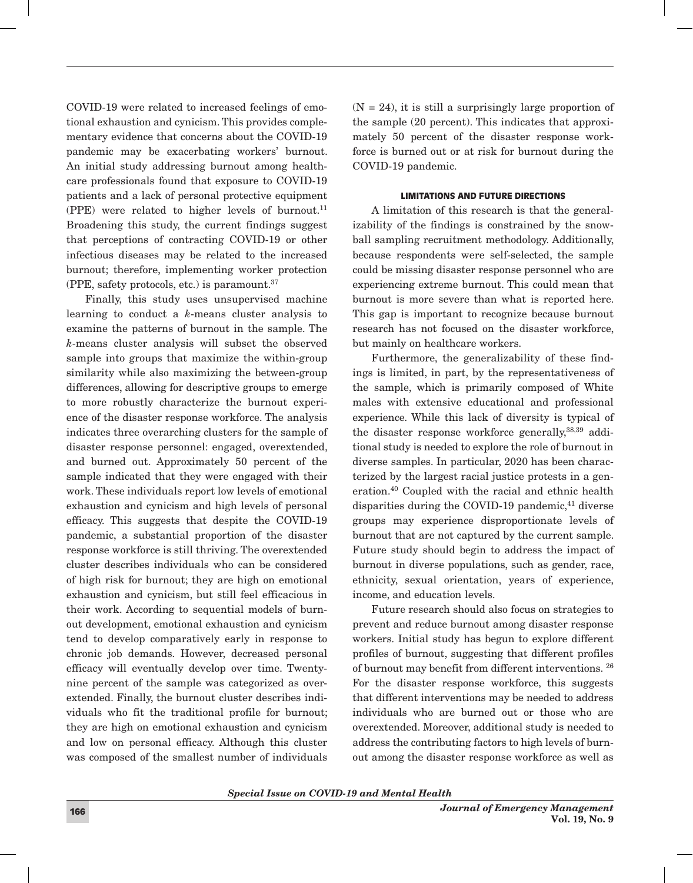COVID-19 were related to increased feelings of emotional exhaustion and cynicism. This provides complementary evidence that concerns about the COVID-19 pandemic may be exacerbating workers' burnout. An initial study addressing burnout among healthcare professionals found that exposure to COVID-19 patients and a lack of personal protective equipment (PPE) were related to higher levels of burnout.[11] Broadening this study, the current findings suggest that perceptions of contracting COVID-19 or other infectious diseases may be related to the increased burnout; therefore, implementing worker protection (PPE, safety protocols, etc.) is paramount.[37]

Finally, this study uses unsupervised machine learning to conduct a *k*-means cluster analysis to examine the patterns of burnout in the sample. The *k*-means cluster analysis will subset the observed sample into groups that maximize the within-group similarity while also maximizing the between-group differences, allowing for descriptive groups to emerge to more robustly characterize the burnout experience of the disaster response workforce. The analysis indicates three overarching clusters for the sample of disaster response personnel: engaged, overextended, and burned out. Approximately 50 percent of the sample indicated that they were engaged with their work. These individuals report low levels of emotional exhaustion and cynicism and high levels of personal efficacy. This suggests that despite the COVID-19 pandemic, a substantial proportion of the disaster response workforce is still thriving. The overextended cluster describes individuals who can be considered of high risk for burnout; they are high on emotional exhaustion and cynicism, but still feel efficacious in their work. According to sequential models of burnout development, emotional exhaustion and cynicism tend to develop comparatively early in response to chronic job demands. However, decreased personal efficacy will eventually develop over time. Twenty-nine percent of the sample was categorized as overextended. Finally, the burnout cluster describes individuals who fit the traditional profile for burnout; they are high on emotional exhaustion and cynicism and low on personal efficacy. Although this cluster was composed of the smallest number of individuals (N = 24), it is still a surprisingly large proportion of the sample (20 percent). This indicates that approximately 50 percent of the disaster response workforce is burned out or at risk for burnout during the COVID-19 pandemic.

## LIMITATIONS AND FUTURE DIRECTIONS

A limitation of this research is that the generalizability of the findings is constrained by the snowball sampling recruitment methodology. Additionally, because respondents were self-selected, the sample could be missing disaster response personnel who are experiencing extreme burnout. This could mean that burnout is more severe than what is reported here. This gap is important to recognize because burnout research has not focused on the disaster workforce, but mainly on healthcare workers.

Furthermore, the generalizability of these findings is limited, in part, by the representativeness of the sample, which is primarily composed of White males with extensive educational and professional experience. While this lack of diversity is typical of the disaster response workforce generally,[38,39] additional study is needed to explore the role of burnout in diverse samples. In particular, 2020 has been characterized by the largest racial justice protests in a generation.[40] Coupled with the racial and ethnic health disparities during the COVID-19 pandemic,[41] diverse groups may experience disproportionate levels of burnout that are not captured by the current sample. Future study should begin to address the impact of burnout in diverse populations, such as gender, race, ethnicity, sexual orientation, years of experience, income, and education levels.

Future research should also focus on strategies to prevent and reduce burnout among disaster response workers. Initial study has begun to explore different profiles of burnout, suggesting that different profiles of burnout may benefit from different interventions. [26] For the disaster response workforce, this suggests that different interventions may be needed to address individuals who are burned out or those who are overextended. Moreover, additional study is needed to address the contributing factors to high levels of burnout among the disaster response workforce as well as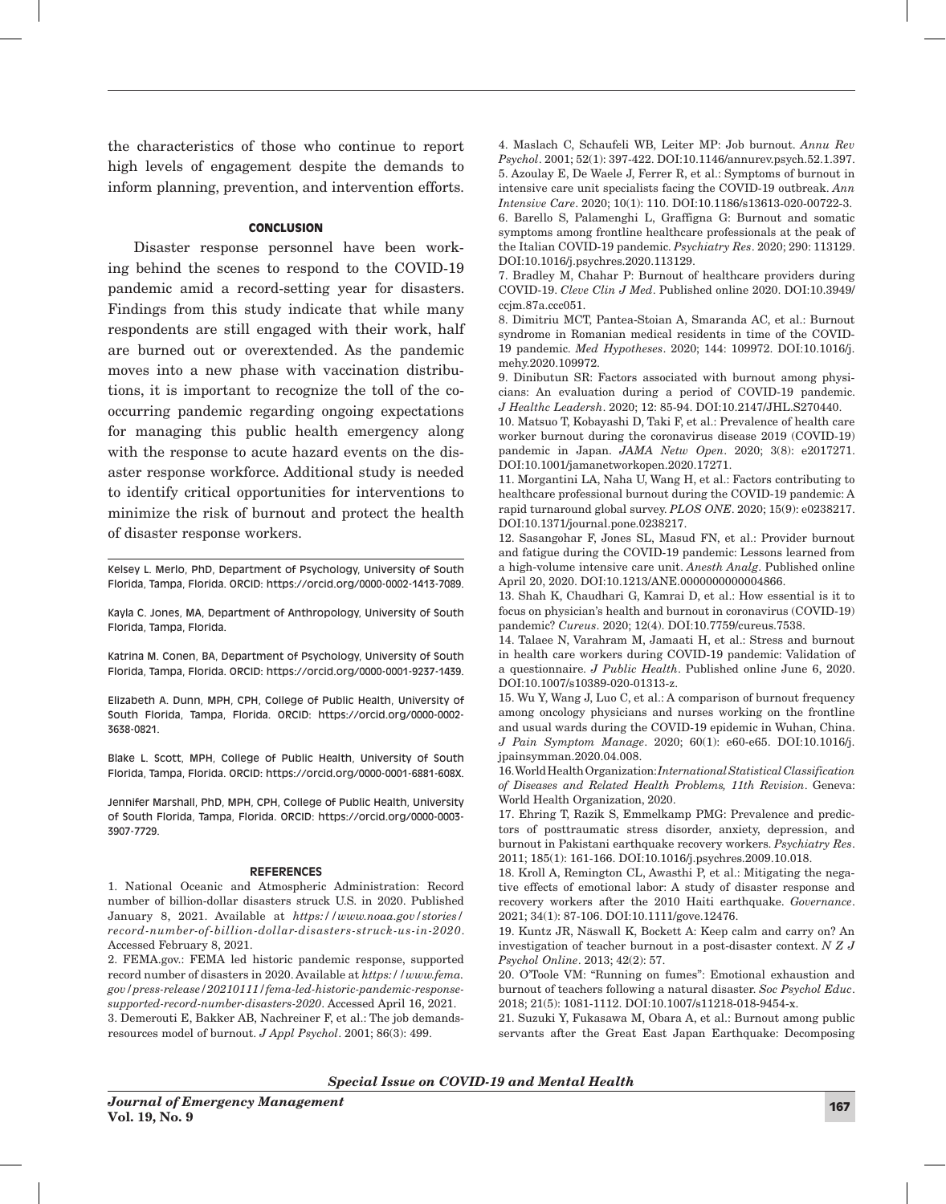the characteristics of those who continue to report high levels of engagement despite the demands to inform planning, prevention, and intervention efforts.

## CONCLUSION

Disaster response personnel have been working behind the scenes to respond to the COVID-19 pandemic amid a record-setting year for disasters. Findings from this study indicate that while many respondents are still engaged with their work, half are burned out or overextended. As the pandemic moves into a new phase with vaccination distributions, it is important to recognize the toll of the cooccurring pandemic regarding ongoing expectations for managing this public health emergency along with the response to acute hazard events on the disaster response workforce. Additional study is needed to identify critical opportunities for interventions to minimize the risk of burnout and protect the health of disaster response workers.

---

Kelsey L. Merlo, PhD, Department of Psychology, University of South Florida, Tampa, Florida. ORCID: https://orcid.org/0000-0002-1413-7089.

Kayla C. Jones, MA, Department of Anthropology, University of South Florida, Tampa, Florida.

Katrina M. Conen, BA, Department of Psychology, University of South Florida, Tampa, Florida. ORCID: https://orcid.org/0000-0001-9237-1439.

Elizabeth A. Dunn, MPH, CPH, College of Public Health, University of South Florida, Tampa, Florida. ORCID: https://orcid.org/0000-0002-3638-0821.

Blake L. Scott, MPH, College of Public Health, University of South Florida, Tampa, Florida. ORCID: https://orcid.org/0000-0001-6881-608X.

Jennifer Marshall, PhD, MPH, CPH, College of Public Health, University of South Florida, Tampa, Florida. ORCID: https://orcid.org/0000-0003-3907-7729.

## REFERENCES

1. National Oceanic and Atmospheric Administration: Record number of billion-dollar disasters struck U.S. in 2020. Published January 8, 2021. Available at *https://www.noaa.gov/stories/record-number-of-billion-dollar-disasters-struck-us-in-2020*. Accessed February 8, 2021.
2. FEMA.gov.: FEMA led historic pandemic response, supported record number of disasters in 2020. Available at *https://www.fema.gov/press-release/20210111/fema-led-historic-pandemic-response-supported-record-number-disasters-2020*. Accessed April 16, 2021.
3. Demerouti E, Bakker AB, Nachreiner F, et al.: The job demands-resources model of burnout. *J Appl Psychol*. 2001; 86(3): 499.
4. Maslach C, Schaufeli WB, Leiter MP: Job burnout. *Annu Rev Psychol*. 2001; 52(1): 397-422. DOI:10.1146/annurev.psych.52.1.397.
5. Azoulay E, De Waele J, Ferrer R, et al.: Symptoms of burnout in intensive care unit specialists facing the COVID-19 outbreak. *Ann Intensive Care*. 2020; 10(1): 110. DOI:10.1186/s13613-020-00722-3.
6. Barello S, Palamenghi L, Graffigna G: Burnout and somatic symptoms among frontline healthcare professionals at the peak of the Italian COVID-19 pandemic. *Psychiatry Res*. 2020; 290: 113129. DOI:10.1016/j.psychres.2020.113129.
7. Bradley M, Chahar P: Burnout of healthcare providers during COVID-19. *Cleve Clin J Med*. Published online 2020. DOI:10.3949/ccjm.87a.ccc051.
8. Dimitriu MCT, Pantea-Stoian A, Smaranda AC, et al.: Burnout syndrome in Romanian medical residents in time of the COVID-19 pandemic. *Med Hypotheses*. 2020; 144: 109972. DOI:10.1016/j.mehy.2020.109972.
9. Dinibutun SR: Factors associated with burnout among physicians: An evaluation during a period of COVID-19 pandemic. *J Healthc Leadersh*. 2020; 12: 85-94. DOI:10.2147/JHL.S270440.
10. Matsuo T, Kobayashi D, Taki F, et al.: Prevalence of health care worker burnout during the coronavirus disease 2019 (COVID-19) pandemic in Japan. *JAMA Netw Open*. 2020; 3(8): e2017271. DOI:10.1001/jamanetworkopen.2020.17271.
11. Morgantini LA, Naha U, Wang H, et al.: Factors contributing to healthcare professional burnout during the COVID-19 pandemic: A rapid turnaround global survey. *PLOS ONE*. 2020; 15(9): e0238217. DOI:10.1371/journal.pone.0238217.
12. Sasangohar F, Jones SL, Masud FN, et al.: Provider burnout and fatigue during the COVID-19 pandemic: Lessons learned from a high-volume intensive care unit. *Anesth Analg*. Published online April 20, 2020. DOI:10.1213/ANE.0000000000004866.
13. Shah K, Chaudhari G, Kamrai D, et al.: How essential is it to focus on physician's health and burnout in coronavirus (COVID-19) pandemic? *Cureus*. 2020; 12(4). DOI:10.7759/cureus.7538.
14. Talaee N, Varahram M, Jamaati H, et al.: Stress and burnout in health care workers during COVID-19 pandemic: Validation of a questionnaire. *J Public Health*. Published online June 6, 2020. DOI:10.1007/s10389-020-01313-z.
15. Wu Y, Wang J, Luo C, et al.: A comparison of burnout frequency among oncology physicians and nurses working on the frontline and usual wards during the COVID-19 epidemic in Wuhan, China. *J Pain Symptom Manage*. 2020; 60(1): e60-e65. DOI:10.1016/j.jpainsymman.2020.04.008.
16. World Health Organization: *International Statistical Classification of Diseases and Related Health Problems, 11th Revision*. Geneva: World Health Organization, 2020.
17. Ehring T, Razik S, Emmelkamp PMG: Prevalence and predictors of posttraumatic stress disorder, anxiety, depression, and burnout in Pakistani earthquake recovery workers. *Psychiatry Res*. 2011; 185(1): 161-166. DOI:10.1016/j.psychres.2009.10.018.
18. Kroll A, Remington CL, Awasthi P, et al.: Mitigating the negative effects of emotional labor: A study of disaster response and recovery workers after the 2010 Haiti earthquake. *Governance*. 2021; 34(1): 87-106. DOI:10.1111/gove.12476.
19. Kuntz JR, Näswall K, Bockett A: Keep calm and carry on? An investigation of teacher burnout in a post-disaster context. *N Z J Psychol Online*. 2013; 42(2): 57.
20. O'Toole VM: "Running on fumes": Emotional exhaustion and burnout of teachers following a natural disaster. *Soc Psychol Educ*. 2018; 21(5): 1081-1112. DOI:10.1007/s11218-018-9454-x.
21. Suzuki Y, Fukasawa M, Obara A, et al.: Burnout among public servants after the Great East Japan Earthquake: Decomposing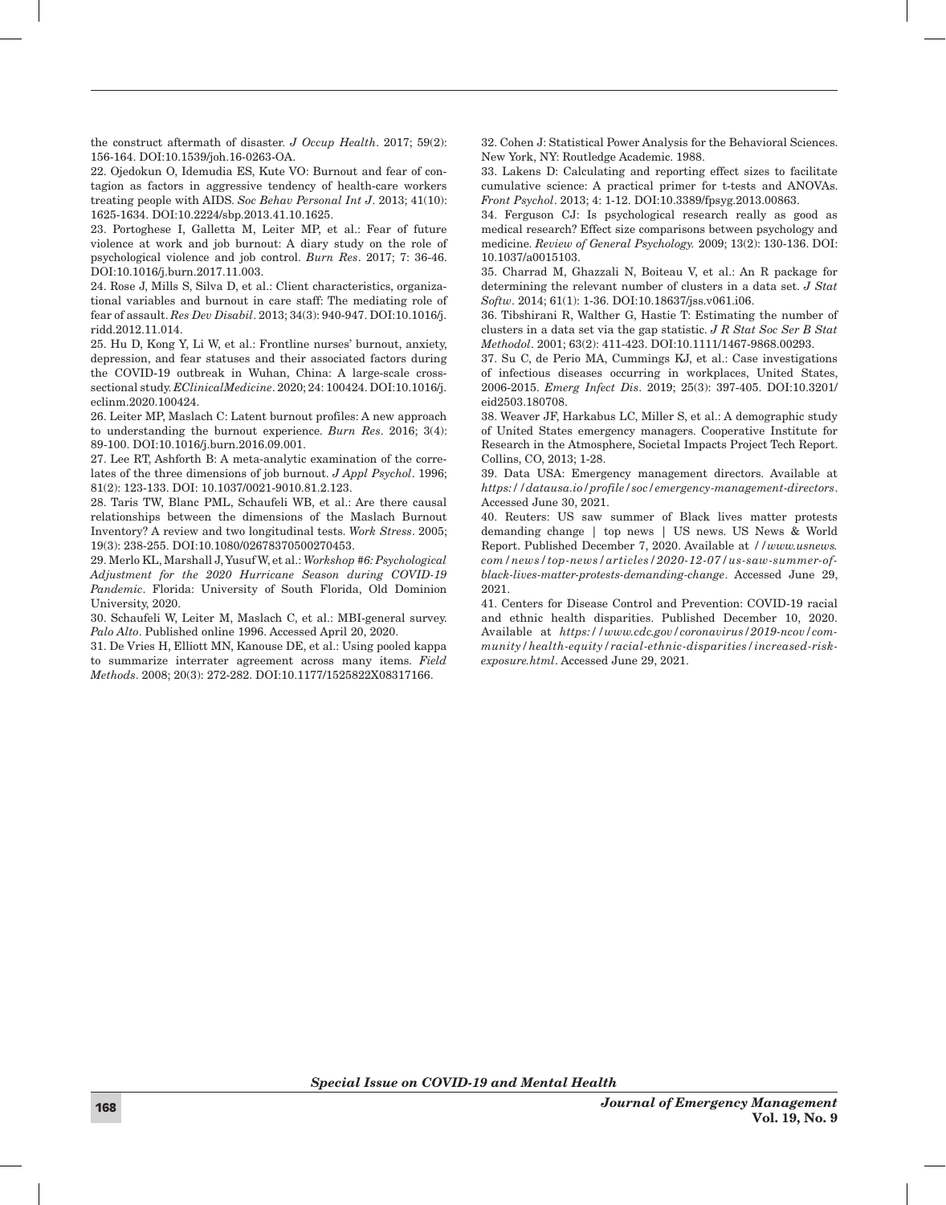the construct aftermath of disaster. *J Occup Health*. 2017; 59(2): 156-164. DOI:10.1539/joh.16-0263-OA.

22. Ojedokun O, Idemudia ES, Kute VO: Burnout and fear of contagion as factors in aggressive tendency of health-care workers treating people with AIDS. *Soc Behav Personal Int J*. 2013; 41(10): 1625-1634. DOI:10.2224/sbp.2013.41.10.1625.

23. Portoghese I, Galletta M, Leiter MP, et al.: Fear of future violence at work and job burnout: A diary study on the role of psychological violence and job control. *Burn Res*. 2017; 7: 36-46. DOI:10.1016/j.burn.2017.11.003.

24. Rose J, Mills S, Silva D, et al.: Client characteristics, organizational variables and burnout in care staff: The mediating role of fear of assault. *Res Dev Disabil*. 2013; 34(3): 940-947. DOI:10.1016/j.ridd.2012.11.014.

25. Hu D, Kong Y, Li W, et al.: Frontline nurses' burnout, anxiety, depression, and fear statuses and their associated factors during the COVID-19 outbreak in Wuhan, China: A large-scale cross-sectional study. *EClinicalMedicine*. 2020; 24: 100424. DOI:10.1016/j.eclinm.2020.100424.

26. Leiter MP, Maslach C: Latent burnout profiles: A new approach to understanding the burnout experience. *Burn Res*. 2016; 3(4): 89-100. DOI:10.1016/j.burn.2016.09.001.

27. Lee RT, Ashforth B: A meta-analytic examination of the correlates of the three dimensions of job burnout. *J Appl Psychol*. 1996; 81(2): 123-133. DOI: 10.1037/0021-9010.81.2.123.

28. Taris TW, Blanc PML, Schaufeli WB, et al.: Are there causal relationships between the dimensions of the Maslach Burnout Inventory? A review and two longitudinal tests. *Work Stress*. 2005; 19(3): 238-255. DOI:10.1080/02678370500270453.

29. Merlo KL, Marshall J, Yusuf W, et al.: *Workshop #6: Psychological Adjustment for the 2020 Hurricane Season during COVID-19 Pandemic*. Florida: University of South Florida, Old Dominion University, 2020.

30. Schaufeli W, Leiter M, Maslach C, et al.: MBI-general survey. *Palo Alto*. Published online 1996. Accessed April 20, 2020.

31. De Vries H, Elliott MN, Kanouse DE, et al.: Using pooled kappa to summarize interrater agreement across many items. *Field Methods*. 2008; 20(3): 272-282. DOI:10.1177/1525822X08317166.

32. Cohen J: Statistical Power Analysis for the Behavioral Sciences. New York, NY: Routledge Academic. 1988.

33. Lakens D: Calculating and reporting effect sizes to facilitate cumulative science: A practical primer for t-tests and ANOVAs. *Front Psychol*. 2013; 4: 1-12. DOI:10.3389/fpsyg.2013.00863.

34. Ferguson CJ: Is psychological research really as good as medical research? Effect size comparisons between psychology and medicine. *Review of General Psychology.* 2009; 13(2): 130-136. DOI: 10.1037/a0015103.

35. Charrad M, Ghazzali N, Boiteau V, et al.: An R package for determining the relevant number of clusters in a data set. *J Stat Softw*. 2014; 61(1): 1-36. DOI:10.18637/jss.v061.i06.

36. Tibshirani R, Walther G, Hastie T: Estimating the number of clusters in a data set via the gap statistic. *J R Stat Soc Ser B Stat Methodol*. 2001; 63(2): 411-423. DOI:10.1111/1467-9868.00293.

37. Su C, de Perio MA, Cummings KJ, et al.: Case investigations of infectious diseases occurring in workplaces, United States, 2006-2015. *Emerg Infect Dis*. 2019; 25(3): 397-405. DOI:10.3201/eid2503.180708.

38. Weaver JF, Harkabus LC, Miller S, et al.: A demographic study of United States emergency managers. Cooperative Institute for Research in the Atmosphere, Societal Impacts Project Tech Report. Collins, CO, 2013; 1-28.

39. Data USA: Emergency management directors. Available at *https://datausa.io/profile/soc/emergency-management-directors*. Accessed June 30, 2021.

40. Reuters: US saw summer of Black lives matter protests demanding change | top news | US news. US News & World Report. Published December 7, 2020. Available at *//www.usnews.com/news/top-news/articles/2020-12-07/us-saw-summer-of-black-lives-matter-protests-demanding-change*. Accessed June 29, 2021.

41. Centers for Disease Control and Prevention: COVID-19 racial and ethnic health disparities. Published December 10, 2020. Available at *https://www.cdc.gov/coronavirus/2019-ncov/community/health-equity/racial-ethnic-disparities/increased-risk-exposure.html*. Accessed June 29, 2021.